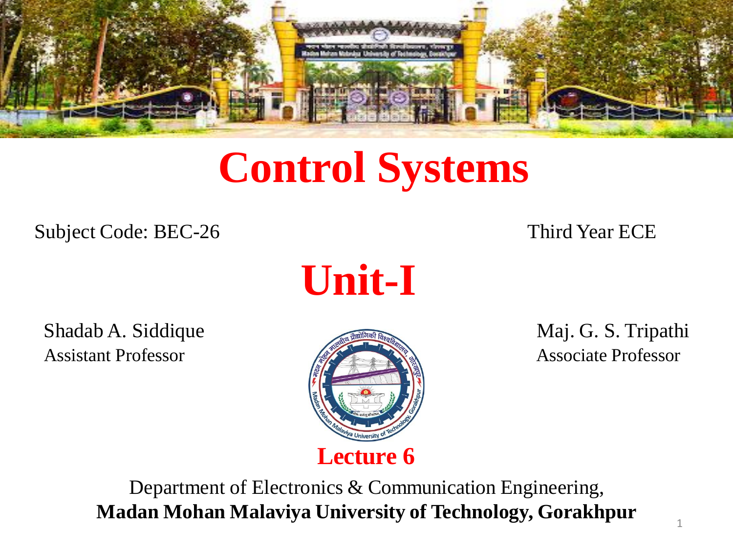# Control Systems

Subject Code: BEC-26

Third Year ECE

## Unit-I

Shadab A. Siddique
Assistant Professor

Maj. G. S. Tripathi
Associate Professor

### Lecture 6

Department of Electronics & Communication Engineering,
**Madan Mohan Malaviya University of Technology, Gorakhpur**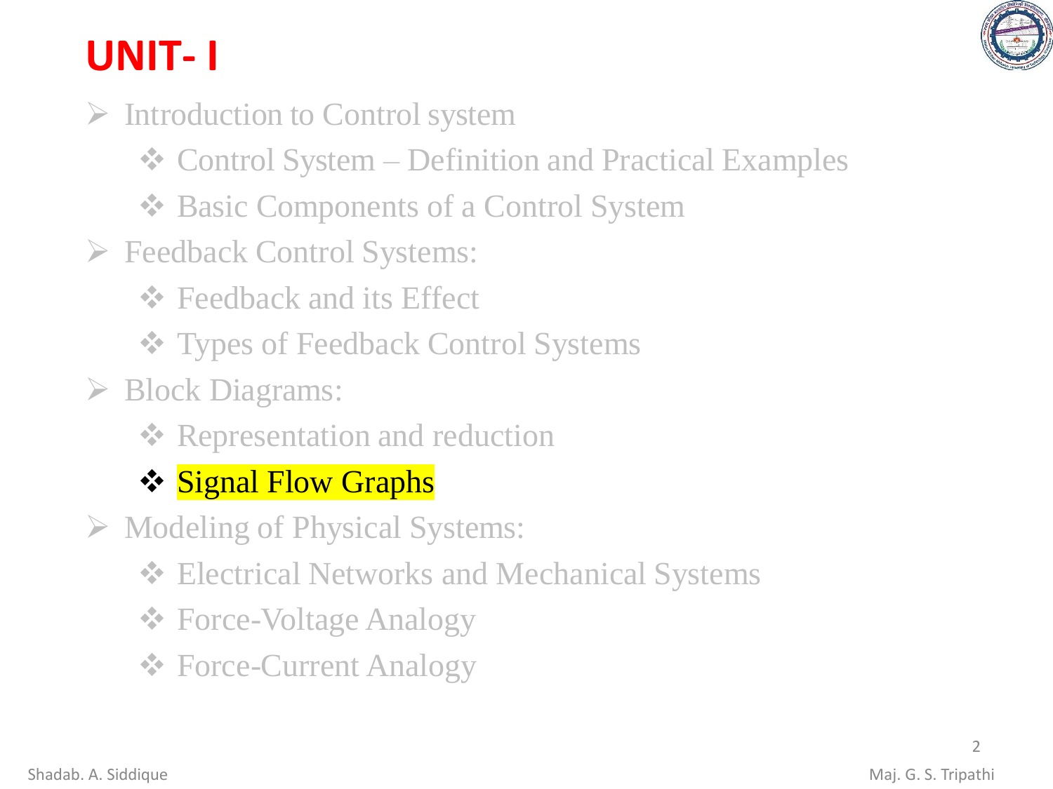# UNIT- I

- Introduction to Control system
  - Control System – Definition and Practical Examples
  - Basic Components of a Control System
- Feedback Control Systems:
  - Feedback and its Effect
  - Types of Feedback Control Systems
- Block Diagrams:
  - Representation and reduction
  - Signal Flow Graphs
- Modeling of Physical Systems:
  - Electrical Networks and Mechanical Systems
  - Force-Voltage Analogy
  - Force-Current Analogy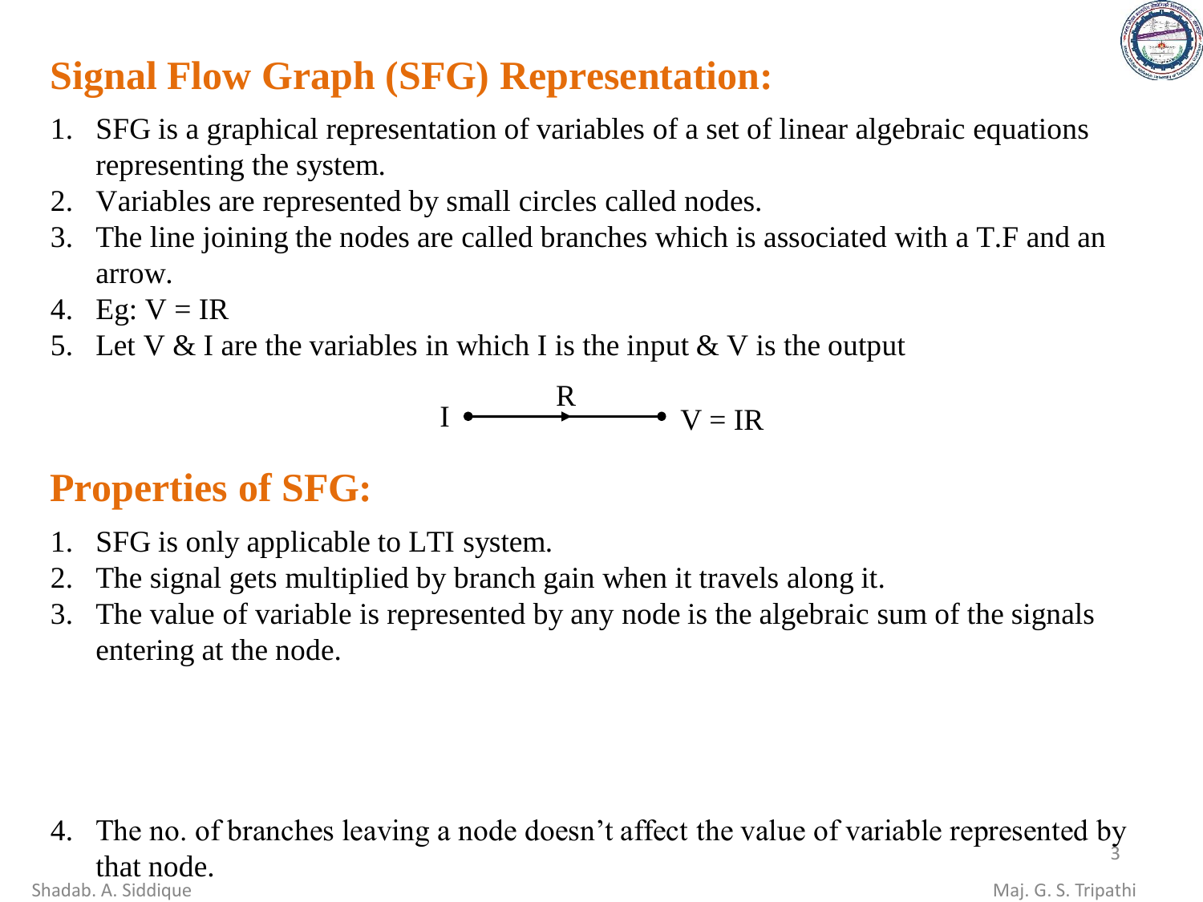## Signal Flow Graph (SFG) Representation:

1. SFG is a graphical representation of variables of a set of linear algebraic equations representing the system.
2. Variables are represented by small circles called nodes.
3. The line joining the nodes are called branches which is associated with a T.F and an arrow.
4. Eg: $V = IR$
5. Let V & I are the variables in which I is the input & V is the output

$$I \xrightarrow{\quad R \quad} V = IR$$

## Properties of SFG:

1. SFG is only applicable to LTI system.
2. The signal gets multiplied by branch gain when it travels along it.
3. The value of variable is represented by any node is the algebraic sum of the signals entering at the node.
4. The no. of branches leaving a node doesn't affect the value of variable represented by that node.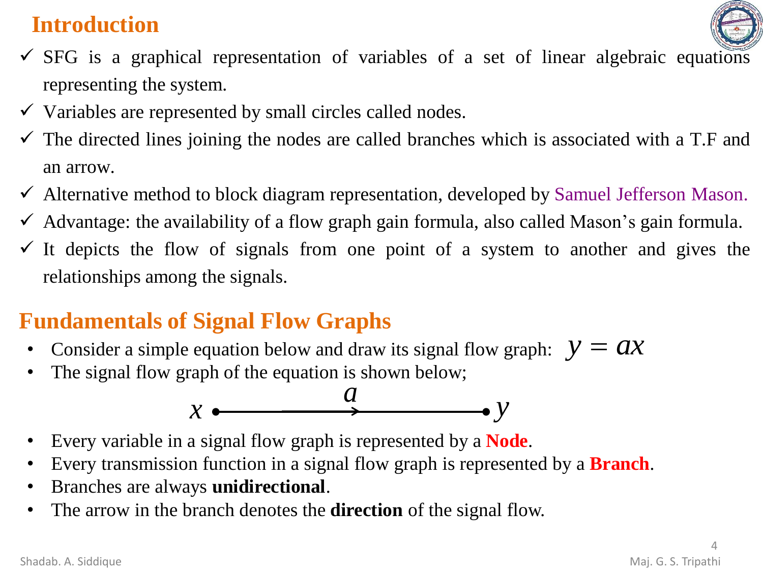## Introduction

- ✓ SFG is a graphical representation of variables of a set of linear algebraic equations representing the system.
- ✓ Variables are represented by small circles called nodes.
- ✓ The directed lines joining the nodes are called branches which is associated with a T.F and an arrow.
- ✓ Alternative method to block diagram representation, developed by Samuel Jefferson Mason.
- ✓ Advantage: the availability of a flow graph gain formula, also called Mason's gain formula.
- ✓ It depicts the flow of signals from one point of a system to another and gives the relationships among the signals.

## Fundamentals of Signal Flow Graphs

- Consider a simple equation below and draw its signal flow graph: $y = ax$
- The signal flow graph of the equation is shown below;

$$x \xrightarrow{\quad a \quad} y$$

- Every variable in a signal flow graph is represented by a **Node**.
- Every transmission function in a signal flow graph is represented by a **Branch**.
- Branches are always **unidirectional**.
- The arrow in the branch denotes the **direction** of the signal flow.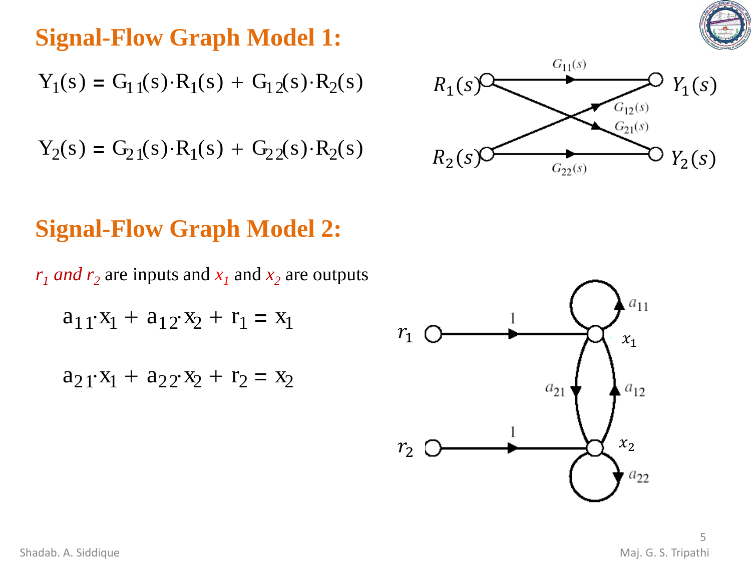## Signal-Flow Graph Model 1:

$$Y_1(s) = G_{11}(s) \cdot R_1(s) + G_{12}(s) \cdot R_2(s)$$

$$Y_2(s) = G_{21}(s) \cdot R_1(s) + G_{22}(s) \cdot R_2(s)$$

## Signal-Flow Graph Model 2:

*$r_1$ and $r_2$* are inputs and $x_1$ and $x_2$ are outputs

$$a_{11} \cdot x_1 + a_{12} \cdot x_2 + r_1 = x_1$$

$$a_{21} \cdot x_1 + a_{22} \cdot x_2 + r_2 = x_2$$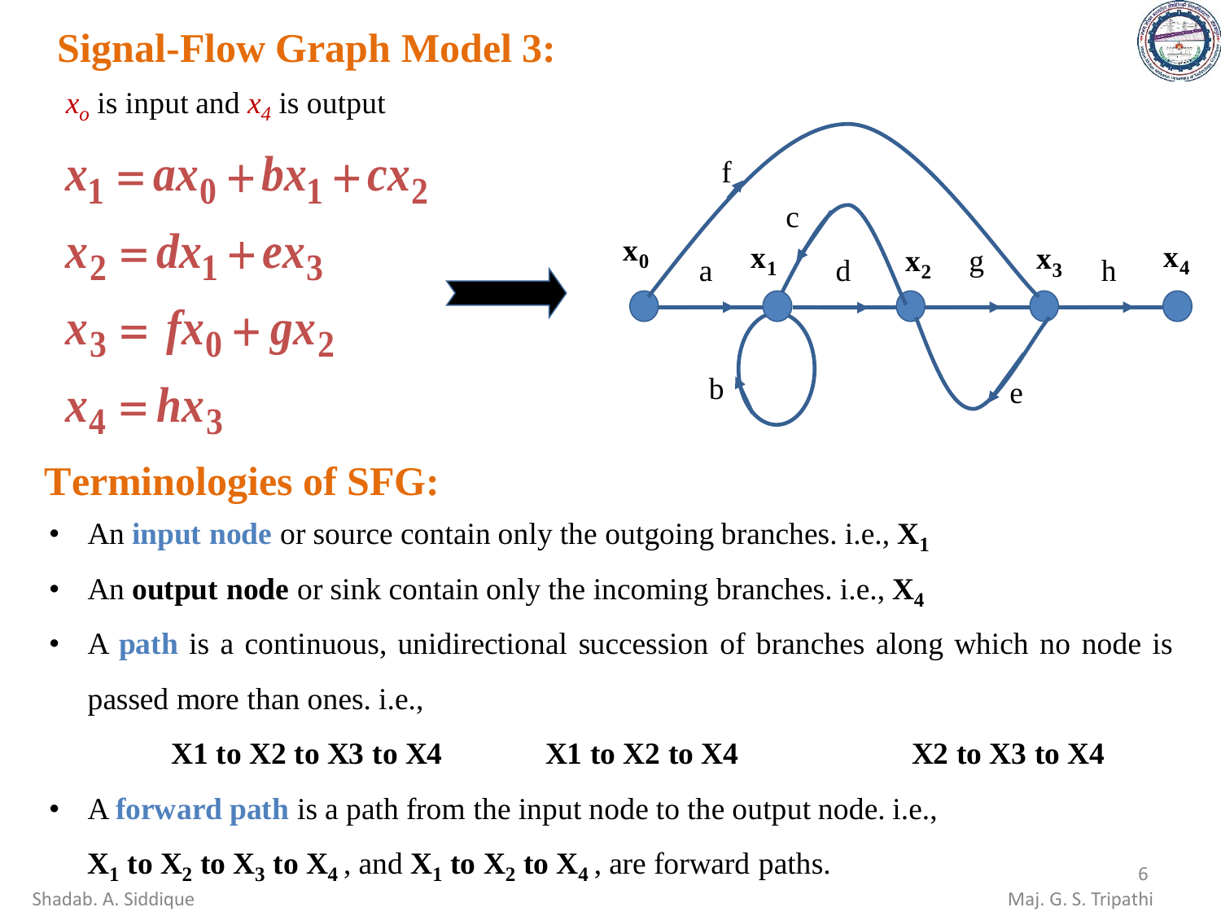## Signal-Flow Graph Model 3:

$x_o$ is input and $x_4$ is output

$$x_1 = ax_0 + bx_1 + cx_2$$

$$x_2 = dx_1 + ex_3$$

$$x_3 = fx_0 + gx_2$$

$$x_4 = hx_3$$

## Terminologies of SFG:

- An **input node** or source contain only the outgoing branches. i.e., $\mathbf{X_1}$
- An **output node** or sink contain only the incoming branches. i.e., $\mathbf{X_4}$
- A **path** is a continuous, unidirectional succession of branches along which no node is passed more than ones. i.e.,

  **X1 to X2 to X3 to X4** &nbsp;&nbsp;&nbsp;&nbsp; **X1 to X2 to X4** &nbsp;&nbsp;&nbsp;&nbsp; **X2 to X3 to X4**

- A **forward path** is a path from the input node to the output node. i.e.,

  $\mathbf{X_1}$ **to** $\mathbf{X_2}$ **to** $\mathbf{X_3}$ **to** $\mathbf{X_4}$, and $\mathbf{X_1}$ **to** $\mathbf{X_2}$ **to** $\mathbf{X_4}$, are forward paths.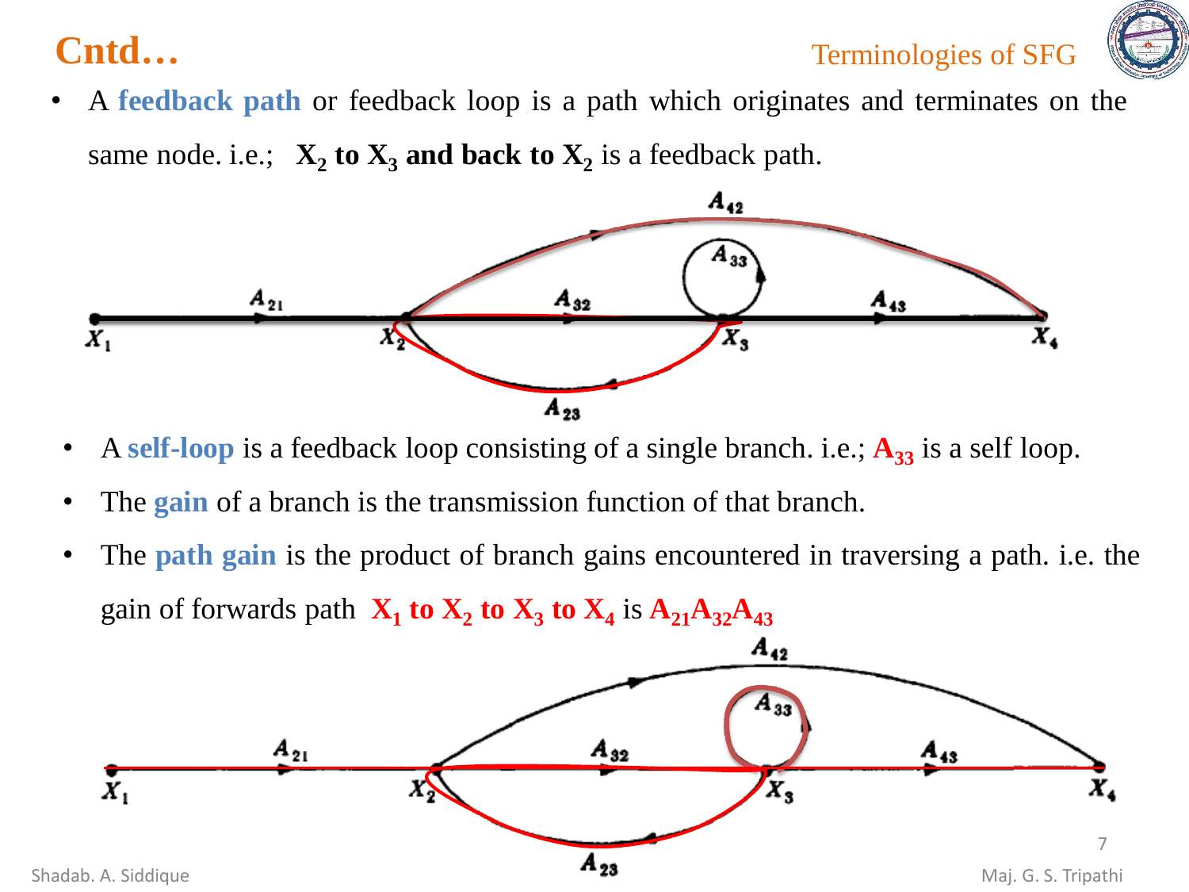# Cntd…

- A **feedback path** or feedback loop is a path which originates and terminates on the same node. i.e.; **$X_2$ to $X_3$ and back to $X_2$** is a feedback path.

- A **self-loop** is a feedback loop consisting of a single branch. i.e.; **$A_{33}$** is a self loop.
- The **gain** of a branch is the transmission function of that branch.
- The **path gain** is the product of branch gains encountered in traversing a path. i.e. the gain of forwards path **$X_1$ to $X_2$ to $X_3$ to $X_4$** is **$A_{21}A_{32}A_{43}$**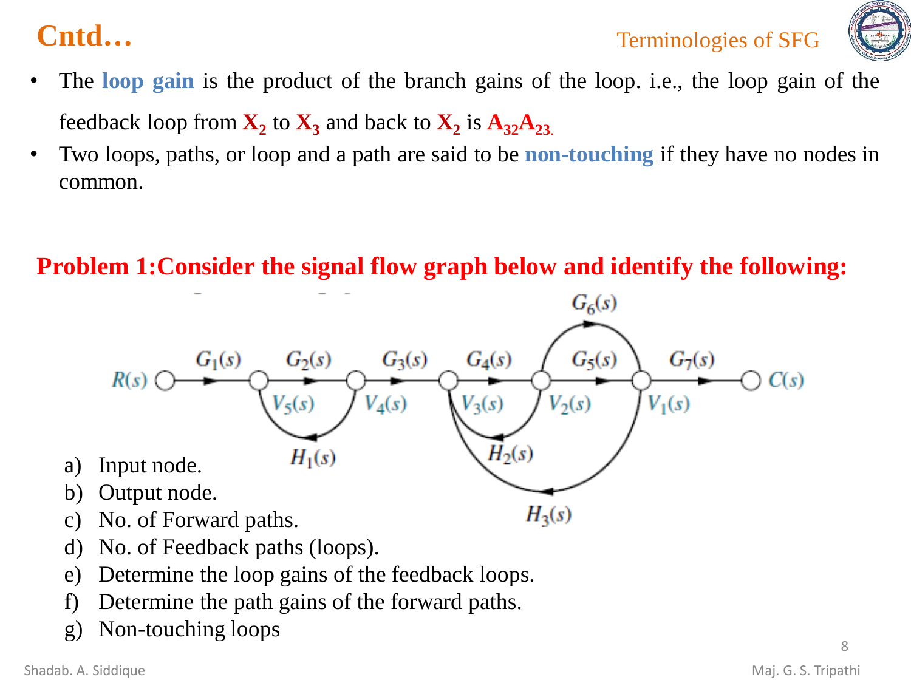# Cntd…

- The **loop gain** is the product of the branch gains of the loop. i.e., the loop gain of the feedback loop from $X_2$ to $X_3$ and back to $X_2$ is $A_{32}A_{23}$.
- Two loops, paths, or loop and a path are said to be **non-touching** if they have no nodes in common.

**Problem 1:Consider the signal flow graph below and identify the following:**

a) Input node.
b) Output node.
c) No. of Forward paths.
d) No. of Feedback paths (loops).
e) Determine the loop gains of the feedback loops.
f) Determine the path gains of the forward paths.
g) Non-touching loops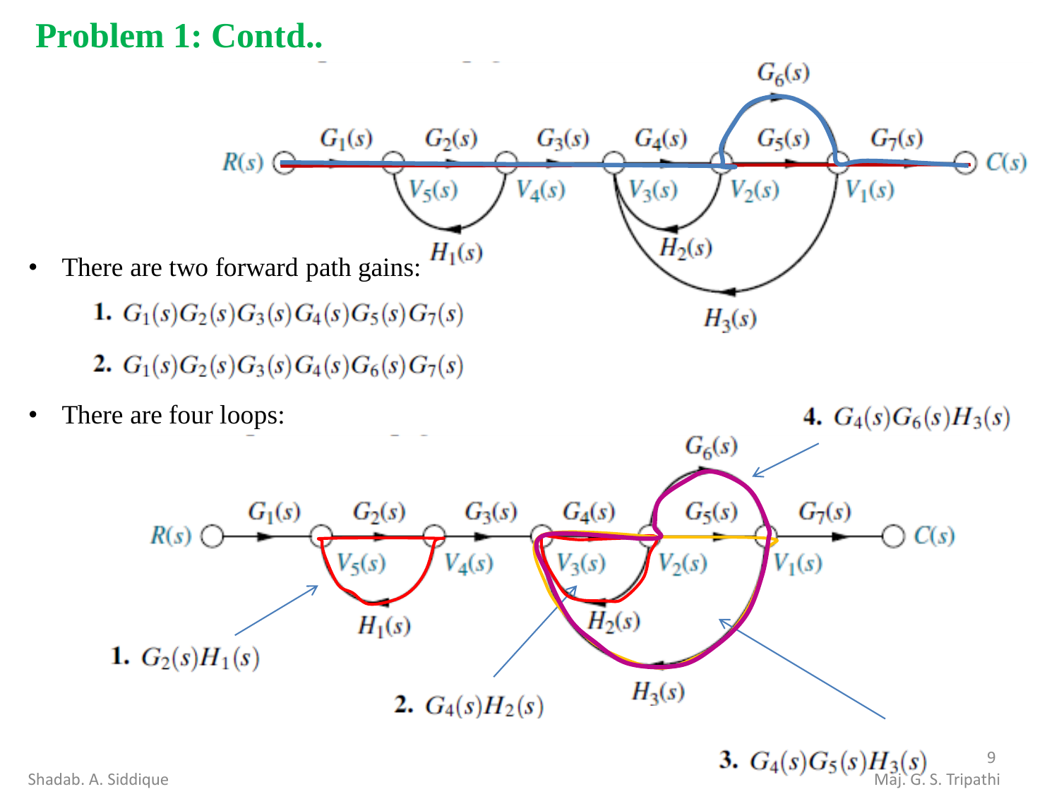## Problem 1: Contd..

- There are two forward path gains:

  1. $G_1(s)G_2(s)G_3(s)G_4(s)G_5(s)G_7(s)$
  2. $G_1(s)G_2(s)G_3(s)G_4(s)G_6(s)G_7(s)$

- There are four loops:

  1. $G_2(s)H_1(s)$
  2. $G_4(s)H_2(s)$
  3. $G_4(s)G_5(s)H_3(s)$
  4. $G_4(s)G_6(s)H_3(s)$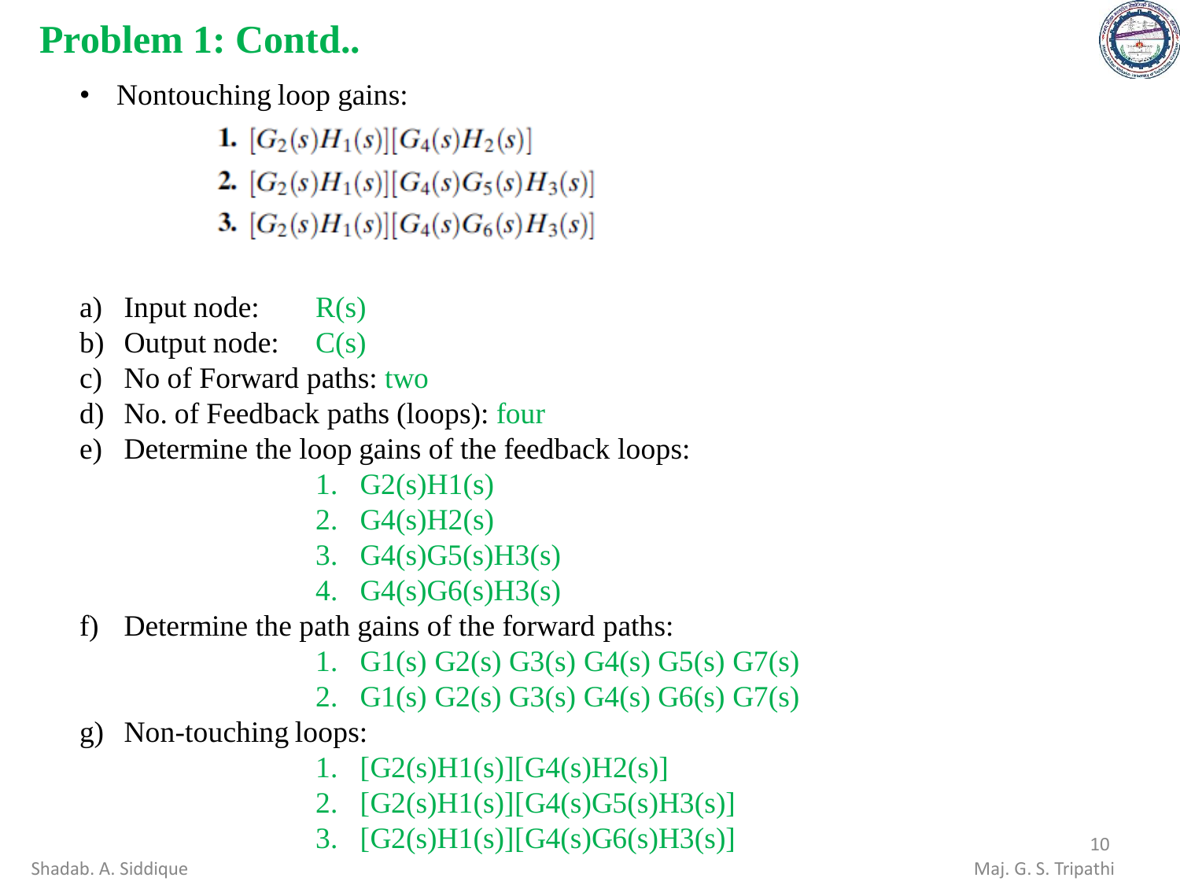## Problem 1: Contd..

- Nontouching loop gains:

  **1.** $[G_2(s)H_1(s)][G_4(s)H_2(s)]$
  
  **2.** $[G_2(s)H_1(s)][G_4(s)G_5(s)H_3(s)]$
  
  **3.** $[G_2(s)H_1(s)][G_4(s)G_6(s)H_3(s)]$

a) Input node: R(s)

b) Output node: C(s)

c) No of Forward paths: two

d) No. of Feedback paths (loops): four

e) Determine the loop gains of the feedback loops:

   1. $G_2(s)H_1(s)$
   2. $G_4(s)H_2(s)$
   3. $G_4(s)G_5(s)H_3(s)$
   4. $G_4(s)G_6(s)H_3(s)$

f) Determine the path gains of the forward paths:

   1. $G_1(s)\ G_2(s)\ G_3(s)\ G_4(s)\ G_5(s)\ G_7(s)$
   2. $G_1(s)\ G_2(s)\ G_3(s)\ G_4(s)\ G_6(s)\ G_7(s)$

g) Non-touching loops:

   1. $[G_2(s)H_1(s)][G_4(s)H_2(s)]$
   2. $[G_2(s)H_1(s)][G_4(s)G_5(s)H_3(s)]$
   3. $[G_2(s)H_1(s)][G_4(s)G_6(s)H_3(s)]$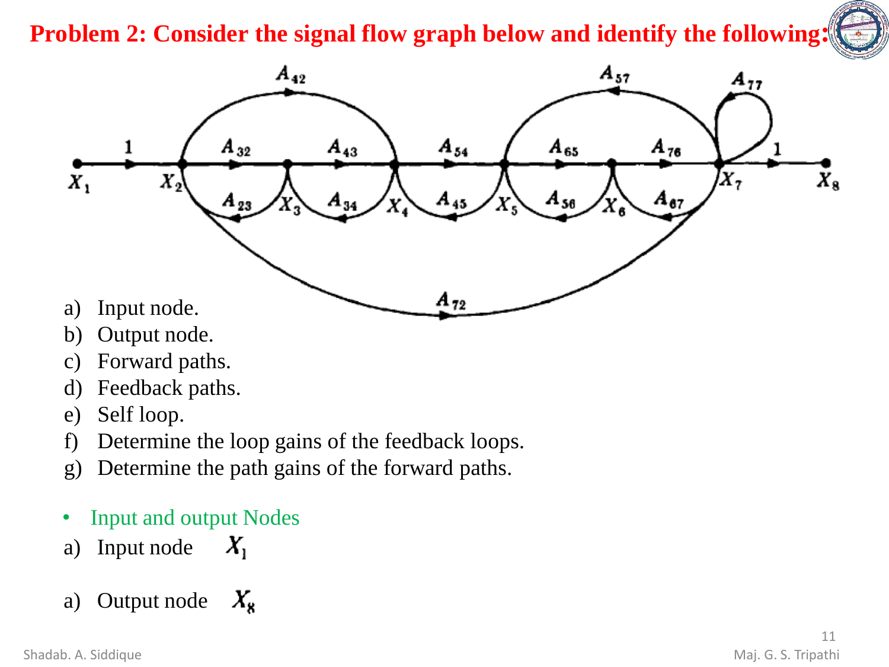# Problem 2: Consider the signal flow graph below and identify the following:

a) Input node.
b) Output node.
c) Forward paths.
d) Feedback paths.
e) Self loop.
f) Determine the loop gains of the feedback loops.
g) Determine the path gains of the forward paths.

- Input and output Nodes

a) Input node $X_1$

a) Output node $X_8$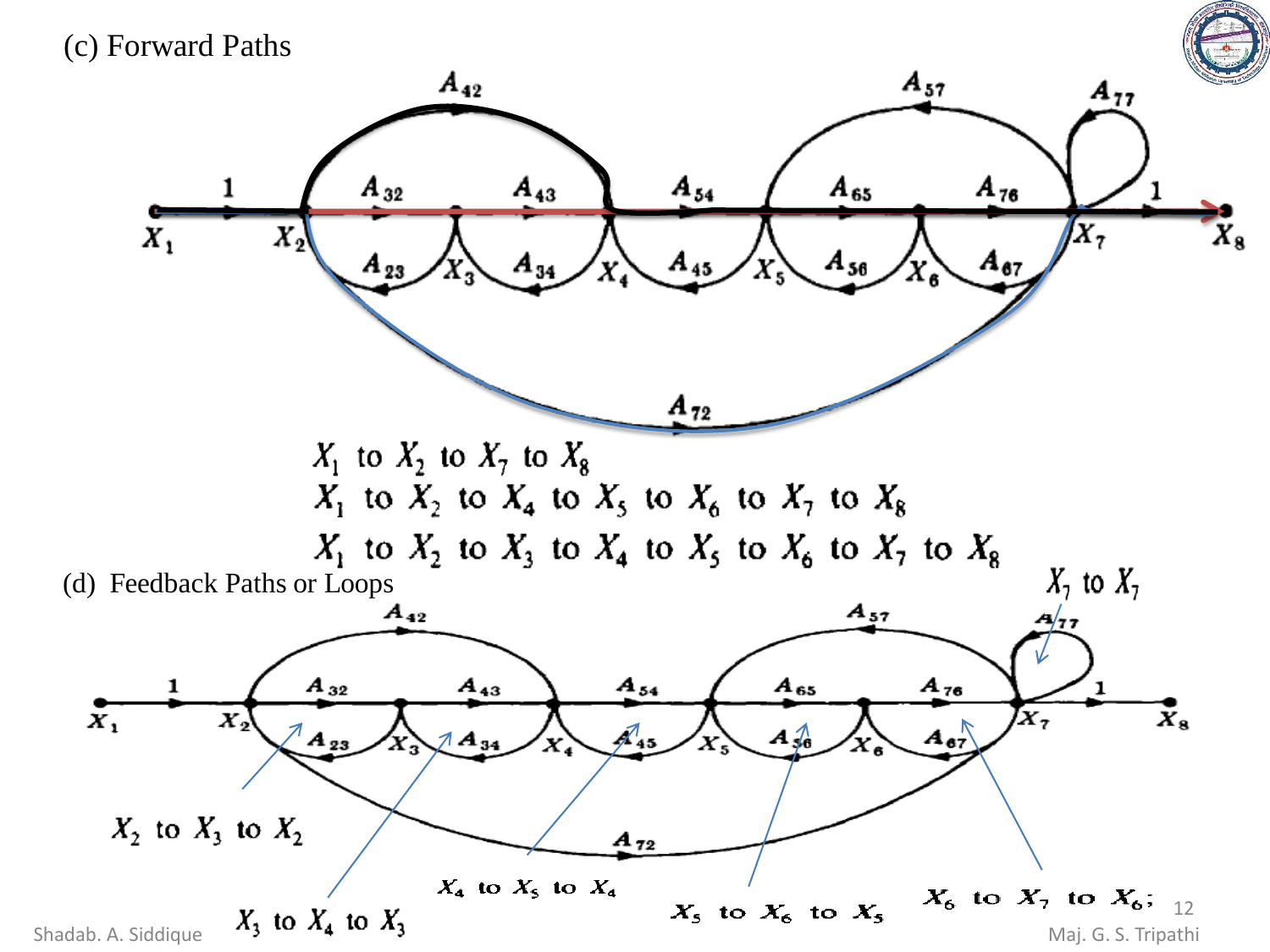(c) Forward Paths

$X_1$ to $X_2$ to $X_7$ to $X_8$

$X_1$ to $X_2$ to $X_4$ to $X_5$ to $X_6$ to $X_7$ to $X_8$

$X_1$ to $X_2$ to $X_3$ to $X_4$ to $X_5$ to $X_6$ to $X_7$ to $X_8$

(d) Feedback Paths or Loops

$X_7$ to $X_7$

$X_2$ to $X_3$ to $X_2$

$X_3$ to $X_4$ to $X_3$

$X_4$ to $X_5$ to $X_4$

$X_5$ to $X_6$ to $X_5$

$X_6$ to $X_7$ to $X_6$;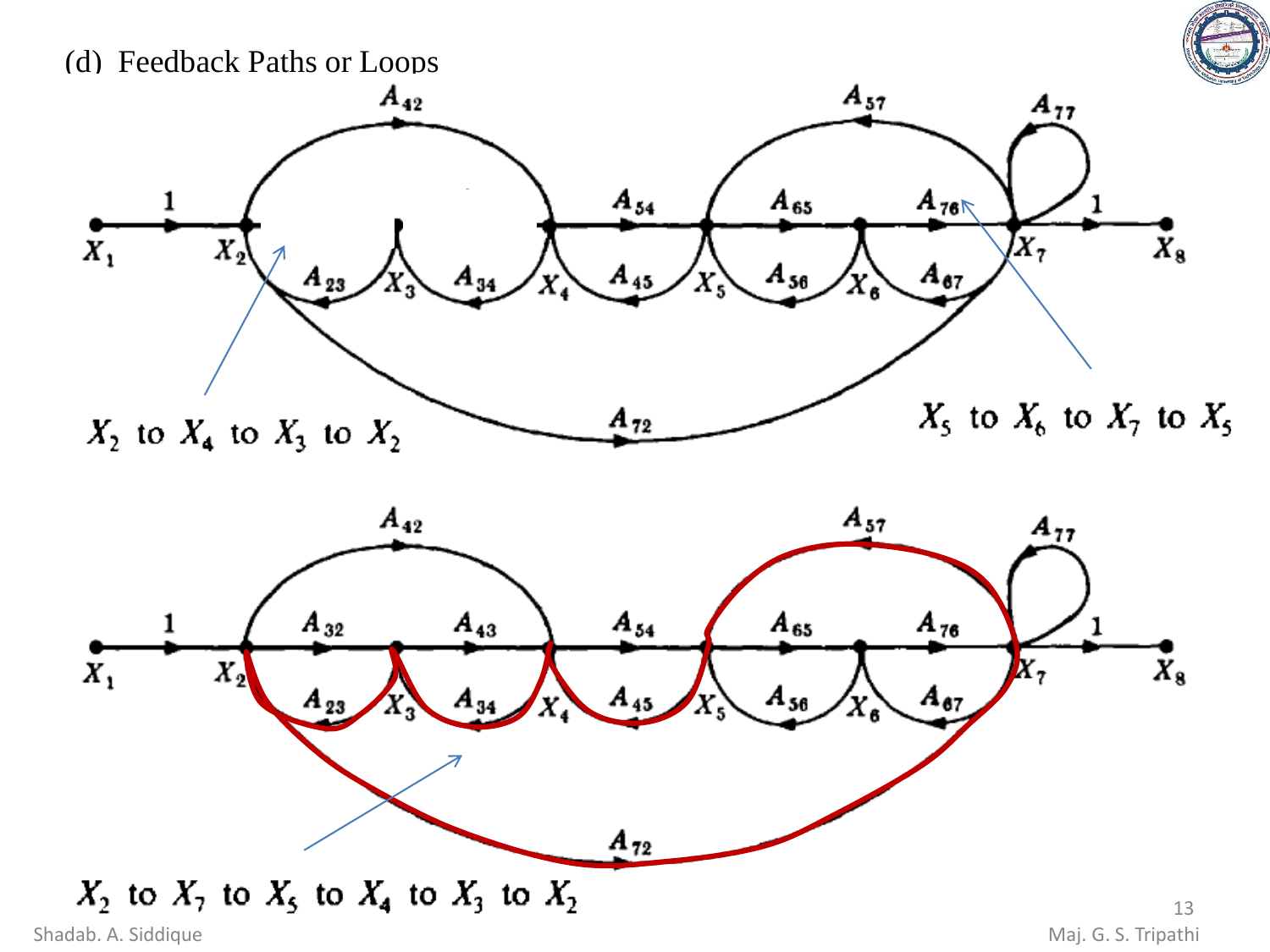## (d) Feedback Paths or Loops

$X_2$ to $X_4$ to $X_3$ to $X_2$

$X_5$ to $X_6$ to $X_7$ to $X_5$

$X_2$ to $X_7$ to $X_5$ to $X_4$ to $X_3$ to $X_2$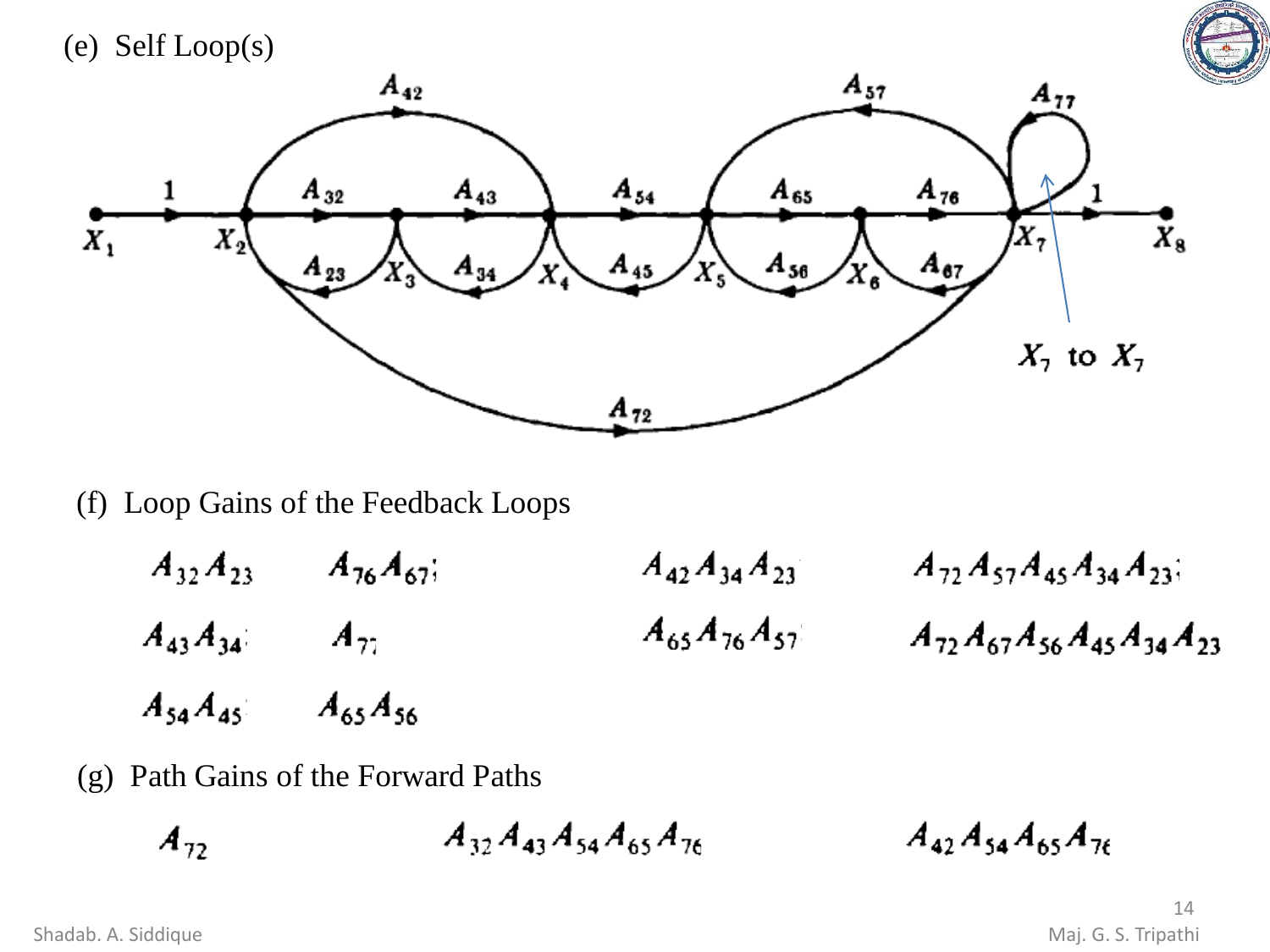(e) Self Loop(s)

$X_7$ to $X_7$

(f) Loop Gains of the Feedback Loops

$A_{32}A_{23}$ $\quad$ $A_{76}A_{67}$ $\quad$ $A_{42}A_{34}A_{23}$ $\quad$ $A_{72}A_{57}A_{45}A_{34}A_{23}$

$A_{43}A_{34}$ $\quad$ $A_{77}$ $\quad$ $A_{65}A_{76}A_{57}$ $\quad$ $A_{72}A_{67}A_{56}A_{45}A_{34}A_{23}$

$A_{54}A_{45}$ $\quad$ $A_{65}A_{56}$

(g) Path Gains of the Forward Paths

$A_{72}$ $\quad$ $A_{32}A_{43}A_{54}A_{65}A_{76}$ $\quad$ $A_{42}A_{54}A_{65}A_{76}$